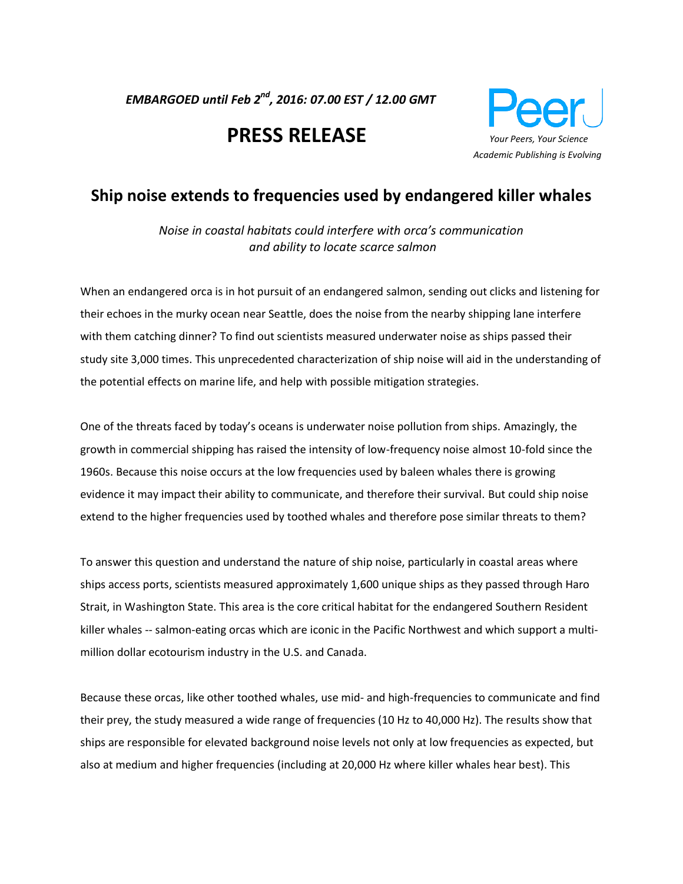*EMBARGOED until Feb 2nd, 2016: 07.00 EST / 12.00 GMT*

# PRESS RELEASE

PeerJ
*Your Peers, Your Science*
*Academic Publishing is Evolving*

## Ship noise extends to frequencies used by endangered killer whales

*Noise in coastal habitats could interfere with orca's communication and ability to locate scarce salmon*

When an endangered orca is in hot pursuit of an endangered salmon, sending out clicks and listening for their echoes in the murky ocean near Seattle, does the noise from the nearby shipping lane interfere with them catching dinner? To find out scientists measured underwater noise as ships passed their study site 3,000 times. This unprecedented characterization of ship noise will aid in the understanding of the potential effects on marine life, and help with possible mitigation strategies.

One of the threats faced by today's oceans is underwater noise pollution from ships. Amazingly, the growth in commercial shipping has raised the intensity of low-frequency noise almost 10-fold since the 1960s. Because this noise occurs at the low frequencies used by baleen whales there is growing evidence it may impact their ability to communicate, and therefore their survival. But could ship noise extend to the higher frequencies used by toothed whales and therefore pose similar threats to them?

To answer this question and understand the nature of ship noise, particularly in coastal areas where ships access ports, scientists measured approximately 1,600 unique ships as they passed through Haro Strait, in Washington State. This area is the core critical habitat for the endangered Southern Resident killer whales -- salmon-eating orcas which are iconic in the Pacific Northwest and which support a multi-million dollar ecotourism industry in the U.S. and Canada.

Because these orcas, like other toothed whales, use mid- and high-frequencies to communicate and find their prey, the study measured a wide range of frequencies (10 Hz to 40,000 Hz). The results show that ships are responsible for elevated background noise levels not only at low frequencies as expected, but also at medium and higher frequencies (including at 20,000 Hz where killer whales hear best). This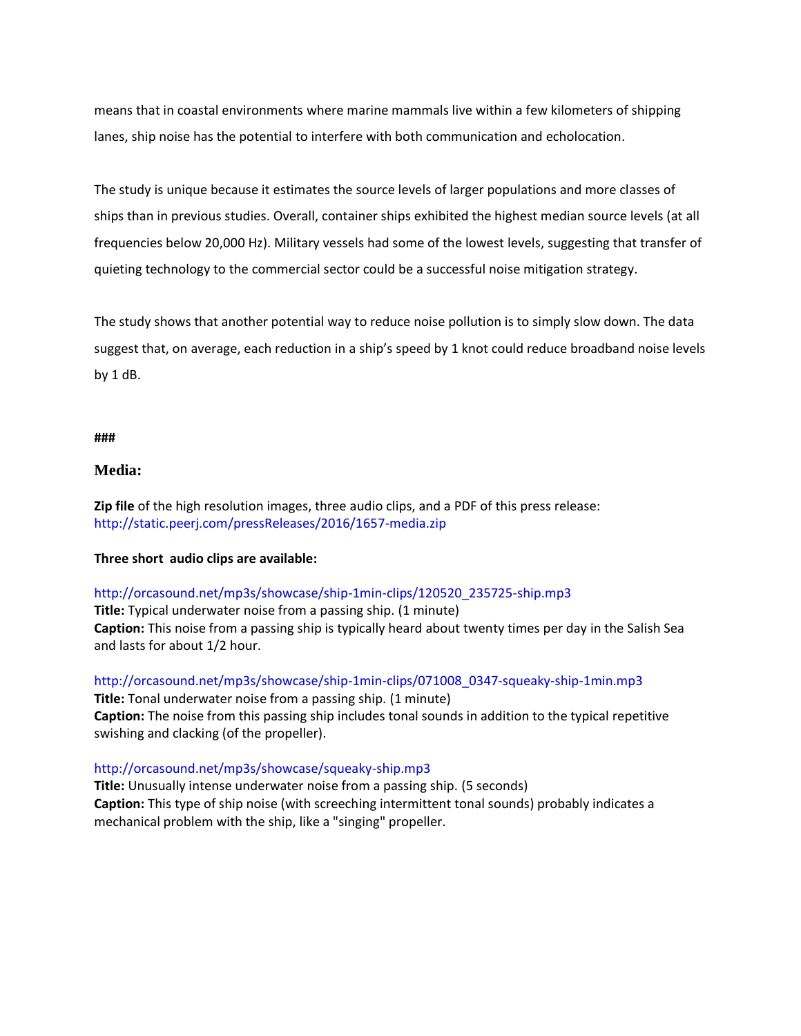means that in coastal environments where marine mammals live within a few kilometers of shipping lanes, ship noise has the potential to interfere with both communication and echolocation.

The study is unique because it estimates the source levels of larger populations and more classes of ships than in previous studies. Overall, container ships exhibited the highest median source levels (at all frequencies below 20,000 Hz). Military vessels had some of the lowest levels, suggesting that transfer of quieting technology to the commercial sector could be a successful noise mitigation strategy.

The study shows that another potential way to reduce noise pollution is to simply slow down. The data suggest that, on average, each reduction in a ship's speed by 1 knot could reduce broadband noise levels by 1 dB.

**###**

## Media:

**Zip file** of the high resolution images, three audio clips, and a PDF of this press release: http://static.peerj.com/pressReleases/2016/1657-media.zip

**Three short audio clips are available:**

http://orcasound.net/mp3s/showcase/ship-1min-clips/120520_235725-ship.mp3
**Title:** Typical underwater noise from a passing ship. (1 minute)
**Caption:** This noise from a passing ship is typically heard about twenty times per day in the Salish Sea and lasts for about 1/2 hour.

http://orcasound.net/mp3s/showcase/ship-1min-clips/071008_0347-squeaky-ship-1min.mp3
**Title:** Tonal underwater noise from a passing ship. (1 minute)
**Caption:** The noise from this passing ship includes tonal sounds in addition to the typical repetitive swishing and clacking (of the propeller).

http://orcasound.net/mp3s/showcase/squeaky-ship.mp3
**Title:** Unusually intense underwater noise from a passing ship. (5 seconds)
**Caption:** This type of ship noise (with screeching intermittent tonal sounds) probably indicates a mechanical problem with the ship, like a "singing" propeller.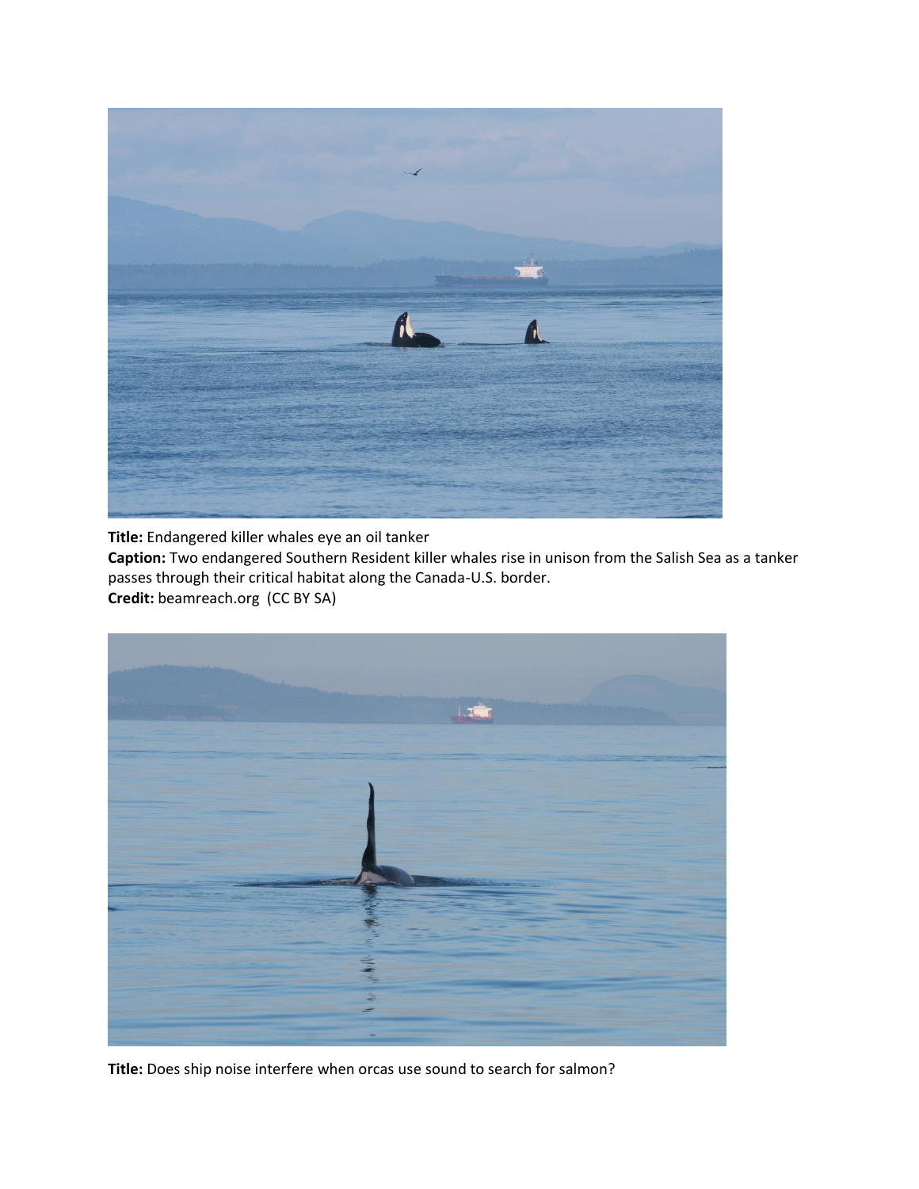**Title:** Endangered killer whales eye an oil tanker

**Caption:** Two endangered Southern Resident killer whales rise in unison from the Salish Sea as a tanker passes through their critical habitat along the Canada-U.S. border.

**Credit:** beamreach.org (CC BY SA)

**Title:** Does ship noise interfere when orcas use sound to search for salmon?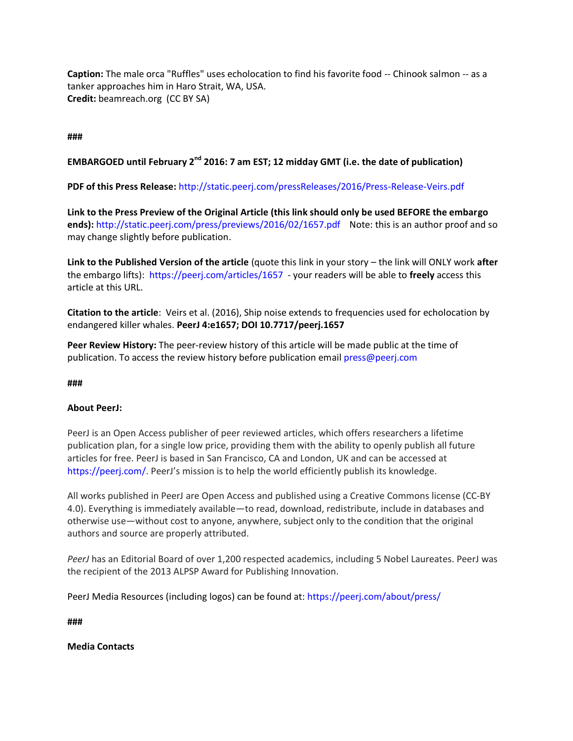**Caption:** The male orca "Ruffles" uses echolocation to find his favorite food -- Chinook salmon -- as a tanker approaches him in Haro Strait, WA, USA.
**Credit:** beamreach.org (CC BY SA)

###

**EMBARGOED until February 2nd 2016: 7 am EST; 12 midday GMT (i.e. the date of publication)**

**PDF of this Press Release:** http://static.peerj.com/pressReleases/2016/Press-Release-Veirs.pdf

**Link to the Press Preview of the Original Article (this link should only be used BEFORE the embargo ends):** http://static.peerj.com/press/previews/2016/02/1657.pdf Note: this is an author proof and so may change slightly before publication.

**Link to the Published Version of the article** (quote this link in your story – the link will ONLY work **after** the embargo lifts): https://peerj.com/articles/1657 - your readers will be able to **freely** access this article at this URL.

**Citation to the article**: Veirs et al. (2016), Ship noise extends to frequencies used for echolocation by endangered killer whales. **PeerJ 4:e1657; DOI 10.7717/peerj.1657**

**Peer Review History:** The peer-review history of this article will be made public at the time of publication. To access the review history before publication email press@peerj.com

###

**About PeerJ:**

PeerJ is an Open Access publisher of peer reviewed articles, which offers researchers a lifetime publication plan, for a single low price, providing them with the ability to openly publish all future articles for free. PeerJ is based in San Francisco, CA and London, UK and can be accessed at https://peerj.com/. PeerJ's mission is to help the world efficiently publish its knowledge.

All works published in PeerJ are Open Access and published using a Creative Commons license (CC-BY 4.0). Everything is immediately available—to read, download, redistribute, include in databases and otherwise use—without cost to anyone, anywhere, subject only to the condition that the original authors and source are properly attributed.

*PeerJ* has an Editorial Board of over 1,200 respected academics, including 5 Nobel Laureates. PeerJ was the recipient of the 2013 ALPSP Award for Publishing Innovation.

PeerJ Media Resources (including logos) can be found at: https://peerj.com/about/press/

###

**Media Contacts**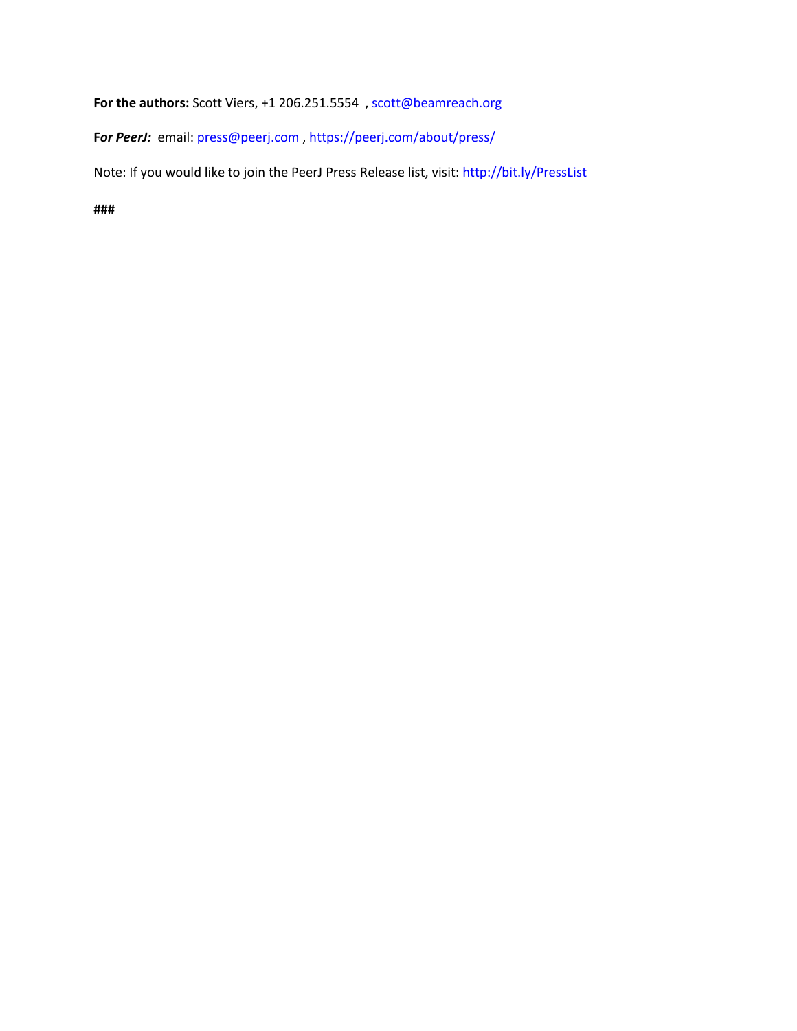**For the authors:** Scott Viers, +1 206.251.5554 , scott@beamreach.org

**F*or PeerJ:*** email: press@peerj.com , https://peerj.com/about/press/

Note: If you would like to join the PeerJ Press Release list, visit: http://bit.ly/PressList

**###**